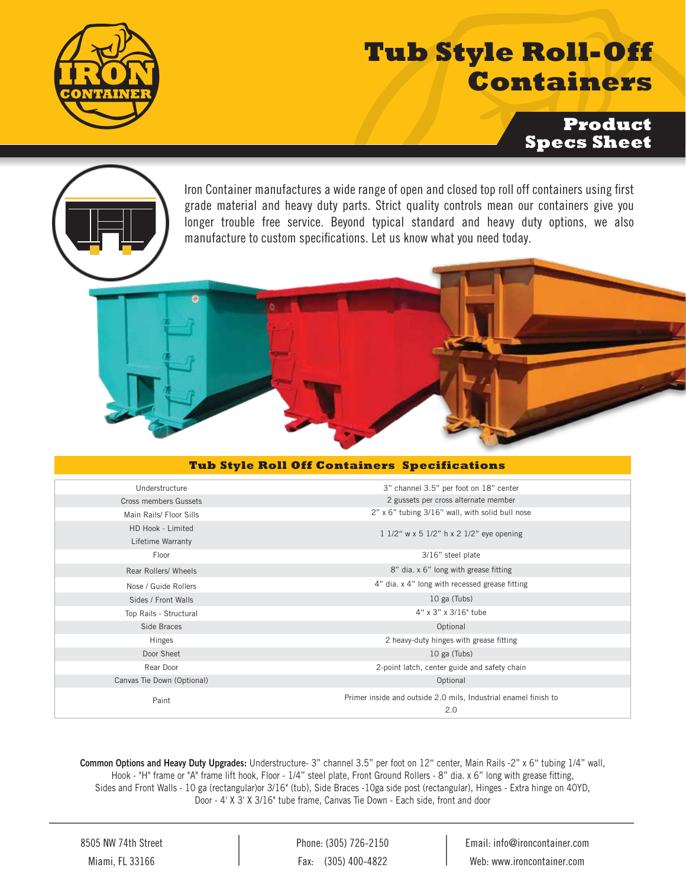# Tub Style Roll-Off Containers

## Product Specs Sheet

Iron Container manufactures a wide range of open and closed top roll off containers using first grade material and heavy duty parts. Strict quality controls mean our containers give you longer trouble free service. Beyond typical standard and heavy duty options, we also manufacture to custom specifications. Let us know what you need today.

### Tub Style Roll Off Containers Specifications

| Component | Specification |
|---|---|
| Understructure | 3" channel 3.5" per foot on 18" center |
| Cross members Gussets | 2 gussets per cross alternate member |
| Main Rails/ Floor Sills | 2" x 6" tubing 3/16" wall, with solid bull nose |
| HD Hook - Limited Lifetime Warranty | 1 1/2" w x 5 1/2" h x 2 1/2" eye opening |
| Floor | 3/16" steel plate |
| Rear Rollers/ Wheels | 8" dia. x 6" long with grease fitting |
| Nose / Guide Rollers | 4" dia. x 4" long with recessed grease fitting |
| Sides / Front Walls | 10 ga (Tubs) |
| Top Rails - Structural | 4" x 3" x 3/16" tube |
| Side Braces | Optional |
| Hinges | 2 heavy-duty hinges with grease fitting |
| Door Sheet | 10 ga (Tubs) |
| Rear Door | 2-point latch, center guide and safety chain |
| Canvas Tie Down (Optional) | Optional |
| Paint | Primer inside and outside 2.0 mils, Industrial enamel finish to 2.0 |

**Common Options and Heavy Duty Upgrades:** Understructure- 3" channel 3.5" per foot on 12" center, Main Rails -2" x 6" tubing 1/4" wall, Hook - "H" frame or "A" frame lift hook, Floor - 1/4" steel plate, Front Ground Rollers - 8" dia. x 6" long with grease fitting, Sides and Front Walls - 10 ga (rectangular)or 3/16" (tub), Side Braces -10ga side post (rectangular), Hinges - Extra hinge on 40YD, Door - 4' X 3' X 3/16" tube frame, Canvas Tie Down - Each side, front and door

8505 NW 74th Street
Miami, FL 33166

Phone: (305) 726-2150
Fax: (305) 400-4822

Email: info@ironcontainer.com
Web: www.ironcontainer.com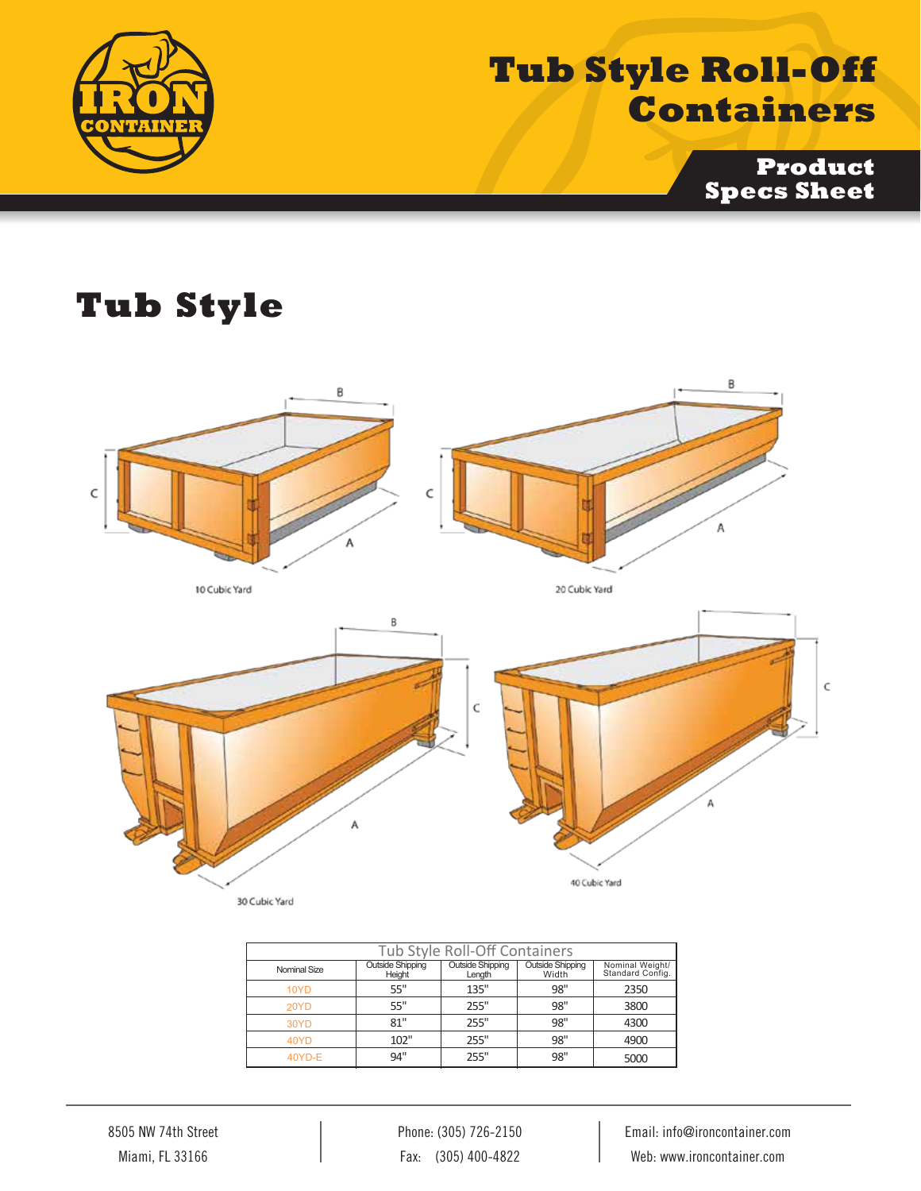# Tub Style Roll-Off Containers

## Product Specs Sheet

## Tub Style

B

C

A

10 Cubic Yard

B

C

A

20 Cubic Yard

B

C

A

30 Cubic Yard

C

A

40 Cubic Yard

Tub Style Roll-Off Containers

| Nominal Size | Outside Shipping Height | Outside Shipping Length | Outside Shipping Width | Nominal Weight/ Standard Config. |
|---|---|---|---|---|
| 10YD | 55" | 135" | 98" | 2350 |
| 20YD | 55" | 255" | 98" | 3800 |
| 30YD | 81" | 255" | 98" | 4300 |
| 40YD | 102" | 255" | 98" | 4900 |
| 40YD-E | 94" | 255" | 98" | 5000 |

8505 NW 74th Street
Miami, FL 33166

Phone: (305) 726-2150
Fax: (305) 400-4822

Email: info@ironcontainer.com
Web: www.ironcontainer.com